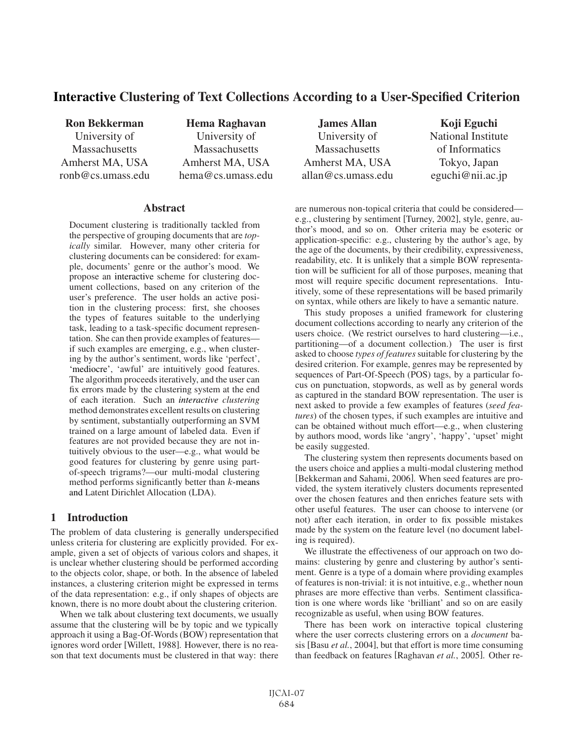# Interactive Clustering of Text Collections According to a User-Specified Criterion

**Ron Bekkerman**
University of Massachusetts
Amherst MA, USA
ronb@cs.umass.edu

**Hema Raghavan**
University of Massachusetts
Amherst MA, USA
hema@cs.umass.edu

**James Allan**
University of Massachusetts
Amherst MA, USA
allan@cs.umass.edu

**Koji Eguchi**
National Institute of Informatics
Tokyo, Japan
eguchi@nii.ac.jp

## Abstract

Document clustering is traditionally tackled from the perspective of grouping documents that are *topically* similar. However, many other criteria for clustering documents can be considered: for example, documents' genre or the author's mood. We propose an interactive scheme for clustering document collections, based on any criterion of the user's preference. The user holds an active position in the clustering process: first, she chooses the types of features suitable to the underlying task, leading to a task-specific document representation. She can then provide examples of features—if such examples are emerging, e.g., when clustering by the author's sentiment, words like 'perfect', 'mediocre', 'awful' are intuitively good features. The algorithm proceeds iteratively, and the user can fix errors made by the clustering system at the end of each iteration. Such an *interactive clustering* method demonstrates excellent results on clustering by sentiment, substantially outperforming an SVM trained on a large amount of labeled data. Even if features are not provided because they are not intuitively obvious to the user—e.g., what would be good features for clustering by genre using part-of-speech trigrams?—our multi-modal clustering method performs significantly better than $k$-means and Latent Dirichlet Allocation (LDA).

## 1 Introduction

The problem of data clustering is generally underspecified unless criteria for clustering are explicitly provided. For example, given a set of objects of various colors and shapes, it is unclear whether clustering should be performed according to the objects color, shape, or both. In the absence of labeled instances, a clustering criterion might be expressed in terms of the data representation: e.g., if only shapes of objects are known, there is no more doubt about the clustering criterion.

When we talk about clustering text documents, we usually assume that the clustering will be by topic and we typically approach it using a Bag-Of-Words (BOW) representation that ignores word order [Willett, 1988]. However, there is no reason that text documents must be clustered in that way: there are numerous non-topical criteria that could be considered—e.g., clustering by sentiment [Turney, 2002], style, genre, author's mood, and so on. Other criteria may be esoteric or application-specific: e.g., clustering by the author's age, by the age of the documents, by their credibility, expressiveness, readability, etc. It is unlikely that a simple BOW representation will be sufficient for all of those purposes, meaning that most will require specific document representations. Intuitively, some of these representations will be based primarily on syntax, while others are likely to have a semantic nature.

This study proposes a unified framework for clustering document collections according to nearly any criterion of the users choice. (We restrict ourselves to hard clustering—i.e., partitioning—of a document collection.) The user is first asked to choose *types of features* suitable for clustering by the desired criterion. For example, genres may be represented by sequences of Part-Of-Speech (POS) tags, by a particular focus on punctuation, stopwords, as well as by general words as captured in the standard BOW representation. The user is next asked to provide a few examples of features (*seed features*) of the chosen types, if such examples are intuitive and can be obtained without much effort—e.g., when clustering by authors mood, words like 'angry', 'happy', 'upset' might be easily suggested.

The clustering system then represents documents based on the users choice and applies a multi-modal clustering method [Bekkerman and Sahami, 2006]. When seed features are provided, the system iteratively clusters documents represented over the chosen features and then enriches feature sets with other useful features. The user can choose to intervene (or not) after each iteration, in order to fix possible mistakes made by the system on the feature level (no document labeling is required).

We illustrate the effectiveness of our approach on two domains: clustering by genre and clustering by author's sentiment. Genre is a type of a domain where providing examples of features is non-trivial: it is not intuitive, e.g., whether noun phrases are more effective than verbs. Sentiment classification is one where words like 'brilliant' and so on are easily recognizable as useful, when using BOW features.

There has been work on interactive topical clustering where the user corrects clustering errors on a *document* basis [Basu *et al.*, 2004], but that effort is more time consuming than feedback on features [Raghavan *et al.*, 2005]. Other re-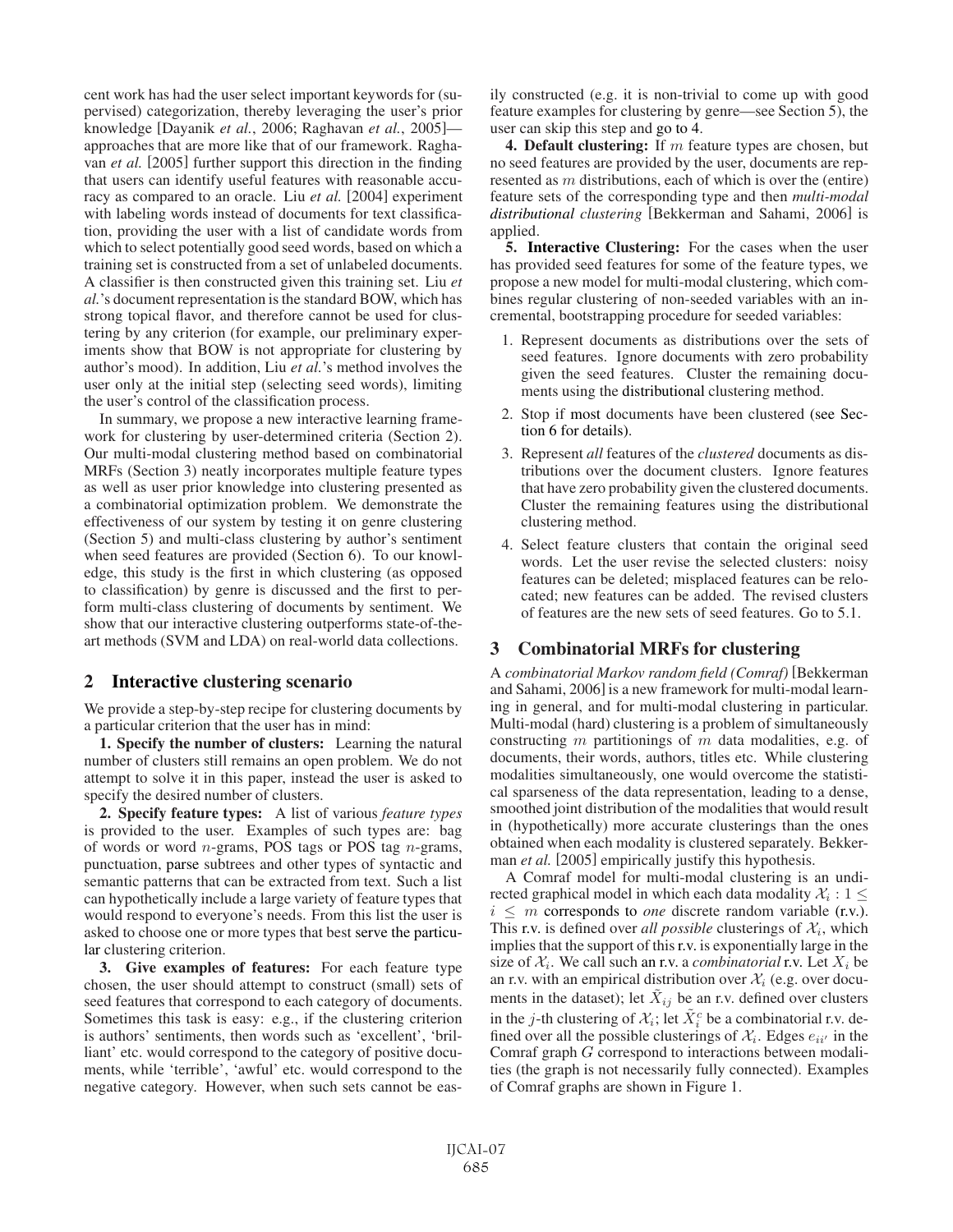cent work has had the user select important keywords for (supervised) categorization, thereby leveraging the user's prior knowledge [Dayanik *et al.*, 2006; Raghavan *et al.*, 2005]—approaches that are more like that of our framework. Raghavan *et al.* [2005] further support this direction in the finding that users can identify useful features with reasonable accuracy as compared to an oracle. Liu *et al.* [2004] experiment with labeling words instead of documents for text classification, providing the user with a list of candidate words from which to select potentially good seed words, based on which a training set is constructed from a set of unlabeled documents. A classifier is then constructed given this training set. Liu *et al.*'s document representation is the standard BOW, which has strong topical flavor, and therefore cannot be used for clustering by any criterion (for example, our preliminary experiments show that BOW is not appropriate for clustering by author's mood). In addition, Liu *et al.*'s method involves the user only at the initial step (selecting seed words), limiting the user's control of the classification process.

In summary, we propose a new interactive learning framework for clustering by user-determined criteria (Section 2). Our multi-modal clustering method based on combinatorial MRFs (Section 3) neatly incorporates multiple feature types as well as user prior knowledge into clustering presented as a combinatorial optimization problem. We demonstrate the effectiveness of our system by testing it on genre clustering (Section 5) and multi-class clustering by author's sentiment when seed features are provided (Section 6). To our knowledge, this study is the first in which clustering (as opposed to classification) by genre is discussed and the first to perform multi-class clustering of documents by sentiment. We show that our interactive clustering outperforms state-of-the-art methods (SVM and LDA) on real-world data collections.

## 2 Interactive clustering scenario

We provide a step-by-step recipe for clustering documents by a particular criterion that the user has in mind:

**1. Specify the number of clusters:** Learning the natural number of clusters still remains an open problem. We do not attempt to solve it in this paper, instead the user is asked to specify the desired number of clusters.

**2. Specify feature types:** A list of various *feature types* is provided to the user. Examples of such types are: bag of words or word $n$-grams, POS tags or POS tag $n$-grams, punctuation, parse subtrees and other types of syntactic and semantic patterns that can be extracted from text. Such a list can hypothetically include a large variety of feature types that would respond to everyone's needs. From this list the user is asked to choose one or more types that best serve the particular clustering criterion.

**3. Give examples of features:** For each feature type chosen, the user should attempt to construct (small) sets of seed features that correspond to each category of documents. Sometimes this task is easy: e.g., if the clustering criterion is authors' sentiments, then words such as 'excellent', 'brilliant' etc. would correspond to the category of positive documents, while 'terrible', 'awful' etc. would correspond to the negative category. However, when such sets cannot be easily constructed (e.g. it is non-trivial to come up with good feature examples for clustering by genre—see Section 5), the user can skip this step and go to 4.

**4. Default clustering:** If $m$ feature types are chosen, but no seed features are provided by the user, documents are represented as $m$ distributions, each of which is over the (entire) feature sets of the corresponding type and then *multi-modal distributional clustering* [Bekkerman and Sahami, 2006] is applied.

**5. Interactive Clustering:** For the cases when the user has provided seed features for some of the feature types, we propose a new model for multi-modal clustering, which combines regular clustering of non-seeded variables with an incremental, bootstrapping procedure for seeded variables:

1. Represent documents as distributions over the sets of seed features. Ignore documents with zero probability given the seed features. Cluster the remaining documents using the distributional clustering method.
2. Stop if most documents have been clustered (see Section 6 for details).
3. Represent *all* features of the *clustered* documents as distributions over the document clusters. Ignore features that have zero probability given the clustered documents. Cluster the remaining features using the distributional clustering method.
4. Select feature clusters that contain the original seed words. Let the user revise the selected clusters: noisy features can be deleted; misplaced features can be relocated; new features can be added. The revised clusters of features are the new sets of seed features. Go to 5.1.

## 3 Combinatorial MRFs for clustering

A *combinatorial Markov random field (Comraf)* [Bekkerman and Sahami, 2006] is a new framework for multi-modal learning in general, and for multi-modal clustering in particular. Multi-modal (hard) clustering is a problem of simultaneously constructing $m$ partitionings of $m$ data modalities, e.g. of documents, their words, authors, titles etc. While clustering modalities simultaneously, one would overcome the statistical sparseness of the data representation, leading to a dense, smoothed joint distribution of the modalities that would result in (hypothetically) more accurate clusterings than the ones obtained when each modality is clustered separately. Bekkerman *et al.* [2005] empirically justify this hypothesis.

A Comraf model for multi-modal clustering is an undirected graphical model in which each data modality $\mathcal{X}_i : 1 \leq i \leq m$ corresponds to *one* discrete random variable (r.v.). This r.v. is defined over *all possible* clusterings of $\mathcal{X}_i$, which implies that the support of this r.v. is exponentially large in the size of $\mathcal{X}_i$. We call such an r.v. a *combinatorial* r.v. Let $X_i$ be an r.v. with an empirical distribution over $\mathcal{X}_i$ (e.g. over documents in the dataset); let $\tilde{X}_{ij}$ be an r.v. defined over clusters in the $j$-th clustering of $\mathcal{X}_i$; let $\tilde{X}_i^c$ be a combinatorial r.v. defined over all the possible clusterings of $\mathcal{X}_i$. Edges $e_{ii'}$ in the Comraf graph $G$ correspond to interactions between modalities (the graph is not necessarily fully connected). Examples of Comraf graphs are shown in Figure 1.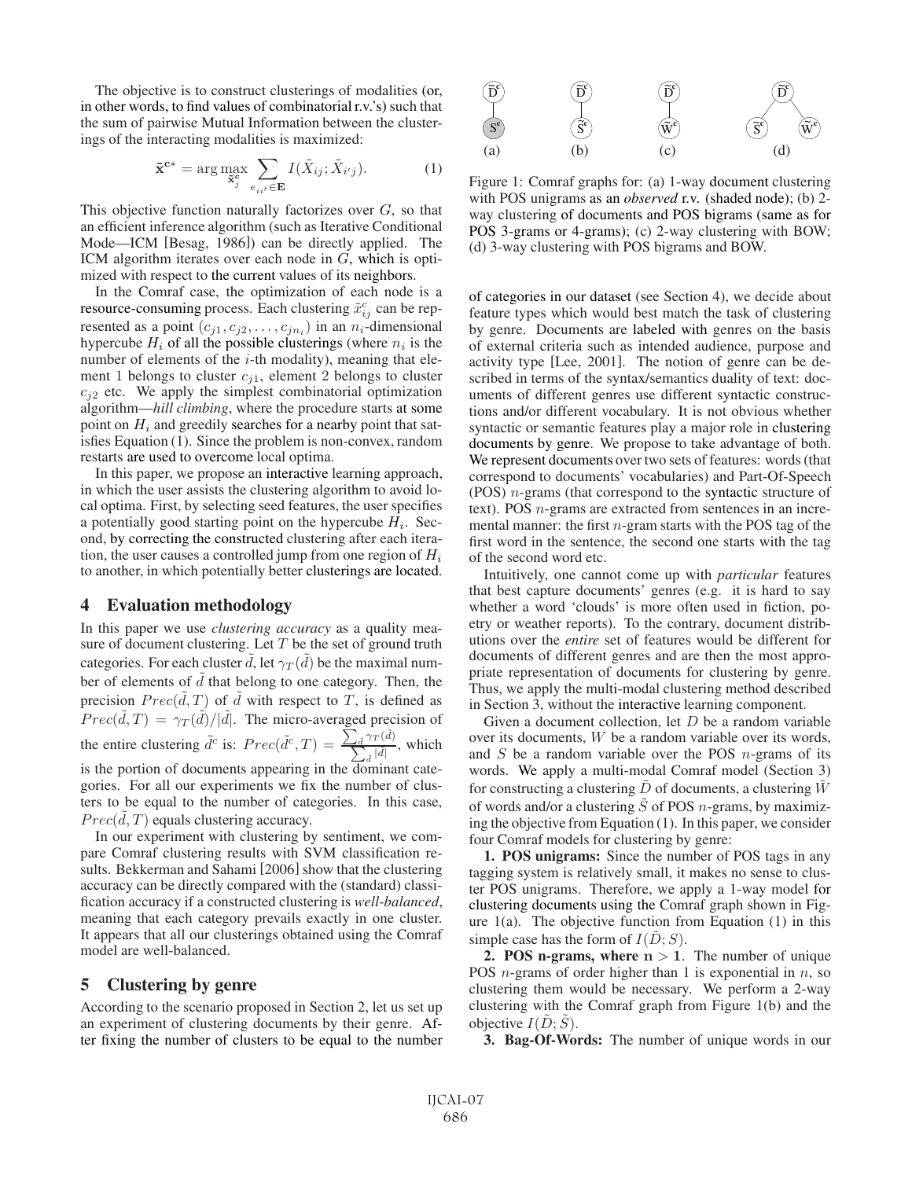The objective is to construct clusterings of modalities (or, in other words, to find values of combinatorial r.v.'s) such that the sum of pairwise Mutual Information between the clusterings of the interacting modalities is maximized:

$$\tilde{\mathbf{x}}^{\mathbf{c}*} = \arg\max_{\tilde{\mathbf{x}}^{\mathbf{c}}_j} \sum_{e_{ii'} \in \mathbf{E}} I(\tilde{X}_{ij}; \tilde{X}_{i'j}). \quad (1)$$

This objective function naturally factorizes over $G$, so that an efficient inference algorithm (such as Iterative Conditional Mode—ICM [Besag, 1986]) can be directly applied. The ICM algorithm iterates over each node in $G$, which is optimized with respect to the current values of its neighbors.

In the Comraf case, the optimization of each node is a resource-consuming process. Each clustering $\tilde{x}^c_{ij}$ can be represented as a point $(c_{j1}, c_{j2}, \ldots, c_{jn_i})$ in an $n_i$-dimensional hypercube $H_i$ of all the possible clusterings (where $n_i$ is the number of elements of the $i$-th modality), meaning that element 1 belongs to cluster $c_{j1}$, element 2 belongs to cluster $c_{j2}$ etc. We apply the simplest combinatorial optimization algorithm—*hill climbing*, where the procedure starts at some point on $H_i$ and greedily searches for a nearby point that satisfies Equation (1). Since the problem is non-convex, random restarts are used to overcome local optima.

In this paper, we propose an interactive learning approach, in which the user assists the clustering algorithm to avoid local optima. First, by selecting seed features, the user specifies a potentially good starting point on the hypercube $H_i$. Second, by correcting the constructed clustering after each iteration, the user causes a controlled jump from one region of $H_i$ to another, in which potentially better clusterings are located.

## 4 Evaluation methodology

In this paper we use *clustering accuracy* as a quality measure of document clustering. Let $T$ be the set of ground truth categories. For each cluster $\tilde{d}$, let $\gamma_T(\tilde{d})$ be the maximal number of elements of $\tilde{d}$ that belong to one category. Then, the precision $Prec(\tilde{d}, T)$ of $\tilde{d}$ with respect to $T$, is defined as $Prec(\tilde{d}, T) = \gamma_T(\tilde{d})/|\tilde{d}|$. The micro-averaged precision of the entire clustering $\tilde{d}^c$ is: $Prec(\tilde{d}^c, T) = \frac{\sum_{\tilde{d}} \gamma_T(\tilde{d})}{\sum_{\tilde{d}} |\tilde{d}|}$, which is the portion of documents appearing in the dominant categories. For all our experiments we fix the number of clusters to be equal to the number of categories. In this case, $Prec(\tilde{d}, T)$ equals clustering accuracy.

In our experiment with clustering by sentiment, we compare Comraf clustering results with SVM classification results. Bekkerman and Sahami [2006] show that the clustering accuracy can be directly compared with the (standard) classification accuracy if a constructed clustering is *well-balanced*, meaning that each category prevails exactly in one cluster. It appears that all our clusterings obtained using the Comraf model are well-balanced.

## 5 Clustering by genre

According to the scenario proposed in Section 2, let us set up an experiment of clustering documents by their genre. After fixing the number of clusters to be equal to the number of categories in our dataset (see Section 4), we decide about feature types which would best match the task of clustering by genre. Documents are labeled with genres on the basis of external criteria such as intended audience, purpose and activity type [Lee, 2001]. The notion of genre can be described in terms of the syntax/semantics duality of text: documents of different genres use different syntactic constructions and/or different vocabulary. It is not obvious whether syntactic or semantic features play a major role in clustering documents by genre. We propose to take advantage of both. We represent documents over two sets of features: words (that correspond to documents' vocabularies) and Part-Of-Speech (POS) $n$-grams (that correspond to the syntactic structure of text). POS $n$-grams are extracted from sentences in an incremental manner: the first $n$-gram starts with the POS tag of the first word in the sentence, the second one starts with the tag of the second word etc.

Figure 1: Comraf graphs for: (a) 1-way document clustering with POS unigrams as an *observed* r.v. (shaded node); (b) 2-way clustering of documents and POS bigrams (same as for POS 3-grams or 4-grams); (c) 2-way clustering with BOW; (d) 3-way clustering with POS bigrams and BOW.

Intuitively, one cannot come up with *particular* features that best capture documents' genres (e.g. it is hard to say whether a word 'clouds' is more often used in fiction, poetry or weather reports). To the contrary, document distributions over the *entire* set of features would be different for documents of different genres and are then the most appropriate representation of documents for clustering by genre. Thus, we apply the multi-modal clustering method described in Section 3, without the interactive learning component.

Given a document collection, let $D$ be a random variable over its documents, $W$ be a random variable over its words, and $S$ be a random variable over the POS $n$-grams of its words. We apply a multi-modal Comraf model (Section 3) for constructing a clustering $\tilde{D}$ of documents, a clustering $\tilde{W}$ of words and/or a clustering $\tilde{S}$ of POS $n$-grams, by maximizing the objective from Equation (1). In this paper, we consider four Comraf models for clustering by genre:

**1. POS unigrams:** Since the number of POS tags in any tagging system is relatively small, it makes no sense to cluster POS unigrams. Therefore, we apply a 1-way model for clustering documents using the Comraf graph shown in Figure 1(a). The objective function from Equation (1) in this simple case has the form of $I(\tilde{D}; S)$.

**2. POS n-grams, where $\mathbf{n > 1}$.** The number of unique POS $n$-grams of order higher than 1 is exponential in $n$, so clustering them would be necessary. We perform a 2-way clustering with the Comraf graph from Figure 1(b) and the objective $I(\tilde{D}; \tilde{S})$.

**3. Bag-Of-Words:** The number of unique words in our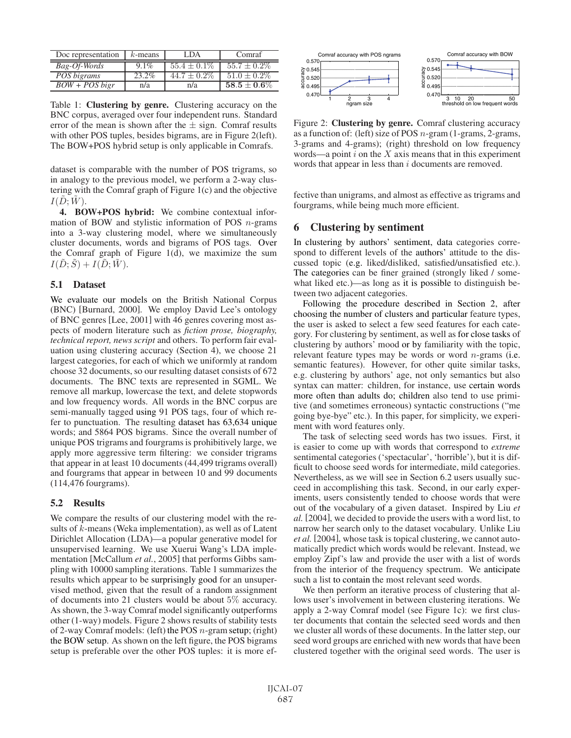| Doc representation | $k$-means | LDA | Comraf |
|---|---|---|---|
| *Bag-Of-Words* | 9.1% | $55.4 \pm 0.1\%$ | $55.7 \pm 0.2\%$ |
| *POS bigrams* | 23.2% | $44.7 \pm 0.2\%$ | $51.0 \pm 0.2\%$ |
| *BOW + POS bigr* | n/a | n/a | $\mathbf{58.5 \pm 0.6\%}$ |

Table 1: **Clustering by genre.** Clustering accuracy on the BNC corpus, averaged over four independent runs. Standard error of the mean is shown after the $\pm$ sign. Comraf results with other POS tuples, besides bigrams, are in Figure 2(left). The BOW+POS hybrid setup is only applicable in Comrafs.

dataset is comparable with the number of POS trigrams, so in analogy to the previous model, we perform a 2-way clustering with the Comraf graph of Figure 1(c) and the objective $I(\tilde{D};\tilde{W})$.

**4. BOW+POS hybrid:** We combine contextual information of BOW and stylistic information of POS $n$-grams into a 3-way clustering model, where we simultaneously cluster documents, words and bigrams of POS tags. Over the Comraf graph of Figure 1(d), we maximize the sum $I(\tilde{D};\tilde{S}) + I(\tilde{D};\tilde{W})$.

### 5.1 Dataset

We evaluate our models on the British National Corpus (BNC) [Burnard, 2000]. We employ David Lee's ontology of BNC genres [Lee, 2001] with 46 genres covering most aspects of modern literature such as *fiction prose, biography, technical report, news script* and others. To perform fair evaluation using clustering accuracy (Section 4), we choose 21 largest categories, for each of which we uniformly at random choose 32 documents, so our resulting dataset consists of 672 documents. The BNC texts are represented in SGML. We remove all markup, lowercase the text, and delete stopwords and low frequency words. All words in the BNC corpus are semi-manually tagged using 91 POS tags, four of which refer to punctuation. The resulting dataset has 63,634 unique words; and 5864 POS bigrams. Since the overall number of unique POS trigrams and fourgrams is prohibitively large, we apply more aggressive term filtering: we consider trigrams that appear in at least 10 documents (44,499 trigrams overall) and fourgrams that appear in between 10 and 99 documents (114,476 fourgrams).

### 5.2 Results

We compare the results of our clustering model with the results of $k$-means (Weka implementation), as well as of Latent Dirichlet Allocation (LDA)—a popular generative model for unsupervised learning. We use Xuerui Wang's LDA implementation [McCallum *et al.*, 2005] that performs Gibbs sampling with 10000 sampling iterations. Table 1 summarizes the results which appear to be surprisingly good for an unsupervised method, given that the result of a random assignment of documents into 21 clusters would be about 5% accuracy. As shown, the 3-way Comraf model significantly outperforms other (1-way) models. Figure 2 shows results of stability tests of 2-way Comraf models: (left) the POS $n$-gram setup; (right) the BOW setup. As shown on the left figure, the POS bigrams setup is preferable over the other POS tuples: it is more effective than unigrams, and almost as effective as trigrams and fourgrams, while being much more efficient.

Figure 2: **Clustering by genre.** Comraf clustering accuracy as a function of: (left) size of POS $n$-gram (1-grams, 2-grams, 3-grams and 4-grams); (right) threshold on low frequency words—a point $i$ on the $X$ axis means that in this experiment words that appear in less than $i$ documents are removed.

## 6 Clustering by sentiment

In clustering by authors' sentiment, data categories correspond to different levels of the authors' attitude to the discussed topic (e.g. liked/disliked, satisfied/unsatisfied etc.). The categories can be finer grained (strongly liked / somewhat liked etc.)—as long as it is possible to distinguish between two adjacent categories.

Following the procedure described in Section 2, after choosing the number of clusters and particular feature types, the user is asked to select a few seed features for each category. For clustering by sentiment, as well as for close tasks of clustering by authors' mood or by familiarity with the topic, relevant feature types may be words or word $n$-grams (i.e. semantic features). However, for other quite similar tasks, e.g. clustering by authors' age, not only semantics but also syntax can matter: children, for instance, use certain words more often than adults do; children also tend to use primitive (and sometimes erroneous) syntactic constructions ("me going bye-bye" etc.). In this paper, for simplicity, we experiment with word features only.

The task of selecting seed words has two issues. First, it is easier to come up with words that correspond to *extreme* sentimental categories ('spectacular', 'horrible'), but it is difficult to choose seed words for intermediate, mild categories. Nevertheless, as we will see in Section 6.2 users usually succeed in accomplishing this task. Second, in our early experiments, users consistently tended to choose words that were out of the vocabulary of a given dataset. Inspired by Liu *et al.* [2004], we decided to provide the users with a word list, to narrow her search only to the dataset vocabulary. Unlike Liu *et al.* [2004], whose task is topical clustering, we cannot automatically predict which words would be relevant. Instead, we employ Zipf's law and provide the user with a list of words from the interior of the frequency spectrum. We anticipate such a list to contain the most relevant seed words.

We then perform an iterative process of clustering that allows user's involvement in between clustering iterations. We apply a 2-way Comraf model (see Figure 1c): we first cluster documents that contain the selected seed words and then we cluster all words of these documents. In the latter step, our seed word groups are enriched with new words that have been clustered together with the original seed words. The user is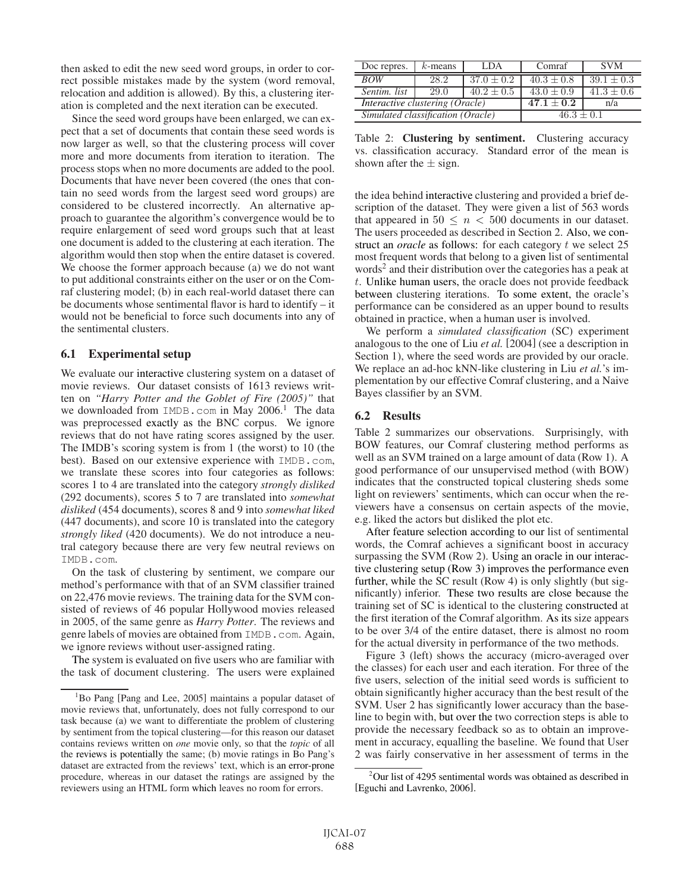then asked to edit the new seed word groups, in order to correct possible mistakes made by the system (word removal, relocation and addition is allowed). By this, a clustering iteration is completed and the next iteration can be executed.

Since the seed word groups have been enlarged, we can expect that a set of documents that contain these seed words is now larger as well, so that the clustering process will cover more and more documents from iteration to iteration. The process stops when no more documents are added to the pool. Documents that have never been covered (the ones that contain no seed words from the largest seed word groups) are considered to be clustered incorrectly. An alternative approach to guarantee the algorithm's convergence would be to require enlargement of seed word groups such that at least one document is added to the clustering at each iteration. The algorithm would then stop when the entire dataset is covered. We choose the former approach because (a) we do not want to put additional constraints either on the user or on the Comraf clustering model; (b) in each real-world dataset there can be documents whose sentimental flavor is hard to identify – it would not be beneficial to force such documents into any of the sentimental clusters.

### 6.1 Experimental setup

We evaluate our interactive clustering system on a dataset of movie reviews. Our dataset consists of 1613 reviews written on *"Harry Potter and the Goblet of Fire (2005)"* that we downloaded from IMDB.com in May 2006.[1] The data was preprocessed exactly as the BNC corpus. We ignore reviews that do not have rating scores assigned by the user. The IMDB's scoring system is from 1 (the worst) to 10 (the best). Based on our extensive experience with IMDB.com, we translate these scores into four categories as follows: scores 1 to 4 are translated into the category *strongly disliked* (292 documents), scores 5 to 7 are translated into *somewhat disliked* (454 documents), scores 8 and 9 into *somewhat liked* (447 documents), and score 10 is translated into the category *strongly liked* (420 documents). We do not introduce a neutral category because there are very few neutral reviews on IMDB.com.

On the task of clustering by sentiment, we compare our method's performance with that of an SVM classifier trained on 22,476 movie reviews. The training data for the SVM consisted of reviews of 46 popular Hollywood movies released in 2005, of the same genre as *Harry Potter*. The reviews and genre labels of movies are obtained from IMDB.com. Again, we ignore reviews without user-assigned rating.

The system is evaluated on five users who are familiar with the task of document clustering. The users were explained the idea behind interactive clustering and provided a brief description of the dataset. They were given a list of 563 words that appeared in $50 \leq n < 500$ documents in our dataset. The users proceeded as described in Section 2. Also, we construct an *oracle* as follows: for each category $t$ we select 25 most frequent words that belong to a given list of sentimental words[2] and their distribution over the categories has a peak at $t$. Unlike human users, the oracle does not provide feedback between clustering iterations. To some extent, the oracle's performance can be considered as an upper bound to results obtained in practice, when a human user is involved.

We perform a *simulated classification* (SC) experiment analogous to the one of Liu *et al.* [2004] (see a description in Section 1), where the seed words are provided by our oracle. We replace an ad-hoc kNN-like clustering in Liu *et al.*'s implementation by our effective Comraf clustering, and a Naive Bayes classifier by an SVM.

| Doc repres. | $k$-means | LDA | Comraf | SVM |
|---|---|---|---|---|
| *BOW* | 28.2 | $37.0 \pm 0.2$ | $40.3 \pm 0.8$ | $39.1 \pm 0.3$ |
| *Sentim. list* | 29.0 | $40.2 \pm 0.5$ | $43.0 \pm 0.9$ | $41.3 \pm 0.6$ |
| *Interactive clustering (Oracle)* | | | $\mathbf{47.1 \pm 0.2}$ | n/a |
| *Simulated classification (Oracle)* | | | $46.3 \pm 0.1$ | |

Table 2: **Clustering by sentiment.** Clustering accuracy vs. classification accuracy. Standard error of the mean is shown after the $\pm$ sign.

### 6.2 Results

Table 2 summarizes our observations. Surprisingly, with BOW features, our Comraf clustering method performs as well as an SVM trained on a large amount of data (Row 1). A good performance of our unsupervised method (with BOW) indicates that the constructed topical clustering sheds some light on reviewers' sentiments, which can occur when the reviewers have a consensus on certain aspects of the movie, e.g. liked the actors but disliked the plot etc.

After feature selection according to our list of sentimental words, the Comraf achieves a significant boost in accuracy surpassing the SVM (Row 2). Using an oracle in our interactive clustering setup (Row 3) improves the performance even further, while the SC result (Row 4) is only slightly (but significantly) inferior. These two results are close because the training set of SC is identical to the clustering constructed at the first iteration of the Comraf algorithm. As its size appears to be over 3/4 of the entire dataset, there is almost no room for the actual diversity in performance of the two methods.

Figure 3 (left) shows the accuracy (micro-averaged over the classes) for each user and each iteration. For three of the five users, selection of the initial seed words is sufficient to obtain significantly higher accuracy than the best result of the SVM. User 2 has significantly lower accuracy than the baseline to begin with, but over the two correction steps is able to provide the necessary feedback so as to obtain an improvement in accuracy, equalling the baseline. We found that User 2 was fairly conservative in her assessment of terms in the

[1] Bo Pang [Pang and Lee, 2005] maintains a popular dataset of movie reviews that, unfortunately, does not fully correspond to our task because (a) we want to differentiate the problem of clustering by sentiment from the topical clustering—for this reason our dataset contains reviews written on *one* movie only, so that the *topic* of all the reviews is potentially the same; (b) movie ratings in Bo Pang's dataset are extracted from the reviews' text, which is an error-prone procedure, whereas in our dataset the ratings are assigned by the reviewers using an HTML form which leaves no room for errors.

[2] Our list of 4295 sentimental words was obtained as described in [Eguchi and Lavrenko, 2006].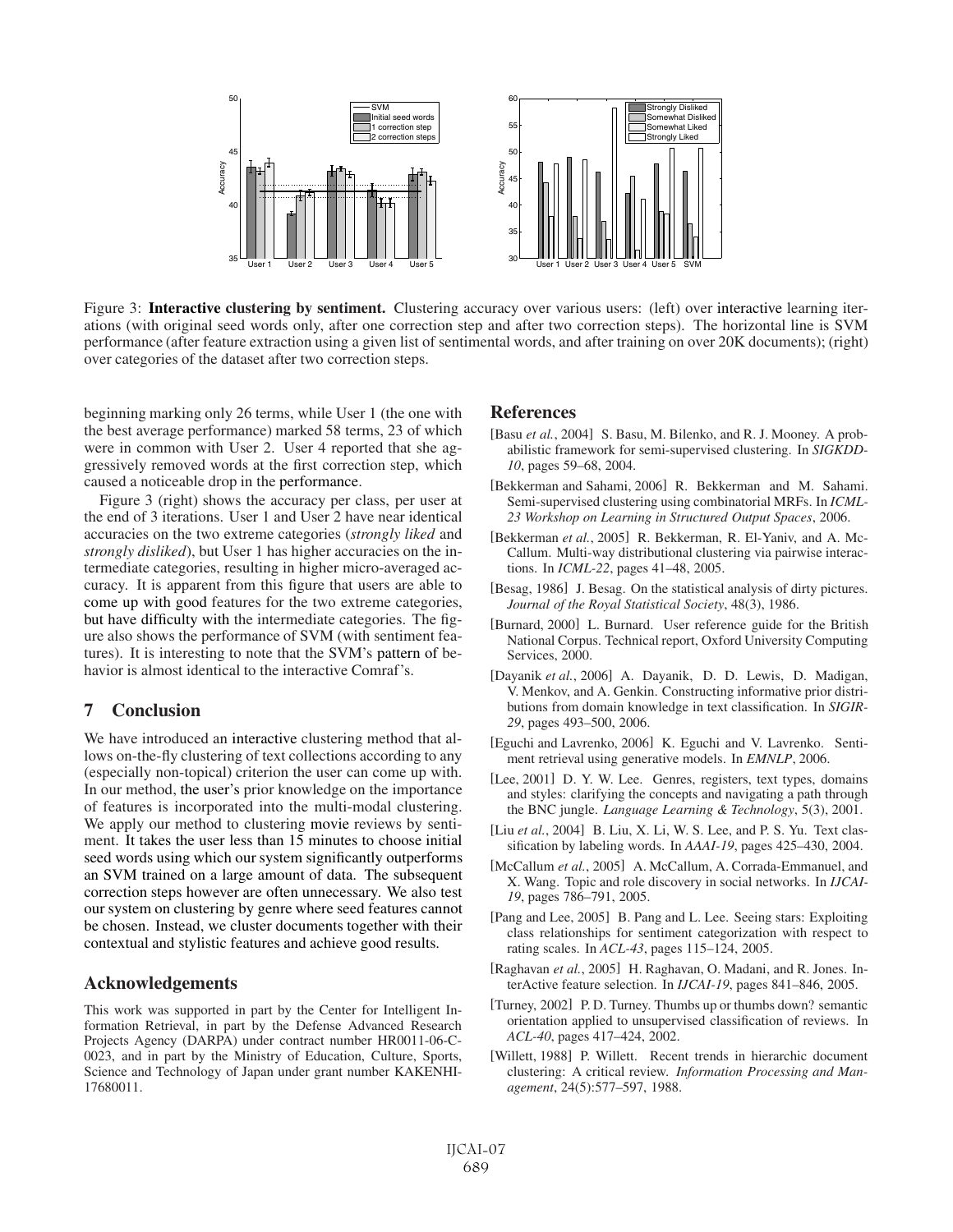50

45

40

35

Accuracy

SVM

Initial seed words

1 correction step

2 correction steps

User 1 User 2 User 3 User 4 User 5

60

55

50

45

40

35

30

Accuracy

Strongly Disliked

Somewhat Disliked

Somewhat Liked

Strongly Liked

User 1 User 2 User 3 User 4 User 5 SVM

Figure 3: **Interactive clustering by sentiment.** Clustering accuracy over various users: (left) over interactive learning iterations (with original seed words only, after one correction step and after two correction steps). The horizontal line is SVM performance (after feature extraction using a given list of sentimental words, and after training on over 20K documents); (right) over categories of the dataset after two correction steps.

beginning marking only 26 terms, while User 1 (the one with the best average performance) marked 58 terms, 23 of which were in common with User 2. User 4 reported that she aggressively removed words at the first correction step, which caused a noticeable drop in the performance.

Figure 3 (right) shows the accuracy per class, per user at the end of 3 iterations. User 1 and User 2 have near identical accuracies on the two extreme categories (*strongly liked* and *strongly disliked*), but User 1 has higher accuracies on the intermediate categories, resulting in higher micro-averaged accuracy. It is apparent from this figure that users are able to come up with good features for the two extreme categories, but have difficulty with the intermediate categories. The figure also shows the performance of SVM (with sentiment features). It is interesting to note that the SVM's pattern of behavior is almost identical to the interactive Comraf's.

## 7 Conclusion

We have introduced an interactive clustering method that allows on-the-fly clustering of text collections according to any (especially non-topical) criterion the user can come up with. In our method, the user's prior knowledge on the importance of features is incorporated into the multi-modal clustering. We apply our method to clustering movie reviews by sentiment. It takes the user less than 15 minutes to choose initial seed words using which our system significantly outperforms an SVM trained on a large amount of data. The subsequent correction steps however are often unnecessary. We also test our system on clustering by genre where seed features cannot be chosen. Instead, we cluster documents together with their contextual and stylistic features and achieve good results.

## Acknowledgements

This work was supported in part by the Center for Intelligent Information Retrieval, in part by the Defense Advanced Research Projects Agency (DARPA) under contract number HR0011-06-C-0023, and in part by the Ministry of Education, Culture, Sports, Science and Technology of Japan under grant number KAKENHI-17680011.

## References

[Basu *et al.*, 2004] S. Basu, M. Bilenko, and R. J. Mooney. A probabilistic framework for semi-supervised clustering. In *SIGKDD-10*, pages 59–68, 2004.

[Bekkerman and Sahami, 2006] R. Bekkerman and M. Sahami. Semi-supervised clustering using combinatorial MRFs. In *ICML-23 Workshop on Learning in Structured Output Spaces*, 2006.

[Bekkerman *et al.*, 2005] R. Bekkerman, R. El-Yaniv, and A. McCallum. Multi-way distributional clustering via pairwise interactions. In *ICML-22*, pages 41–48, 2005.

[Besag, 1986] J. Besag. On the statistical analysis of dirty pictures. *Journal of the Royal Statistical Society*, 48(3), 1986.

[Burnard, 2000] L. Burnard. User reference guide for the British National Corpus. Technical report, Oxford University Computing Services, 2000.

[Dayanik *et al.*, 2006] A. Dayanik, D. D. Lewis, D. Madigan, V. Menkov, and A. Genkin. Constructing informative prior distributions from domain knowledge in text classification. In *SIGIR-29*, pages 493–500, 2006.

[Eguchi and Lavrenko, 2006] K. Eguchi and V. Lavrenko. Sentiment retrieval using generative models. In *EMNLP*, 2006.

[Lee, 2001] D. Y. W. Lee. Genres, registers, text types, domains and styles: clarifying the concepts and navigating a path through the BNC jungle. *Language Learning & Technology*, 5(3), 2001.

[Liu *et al.*, 2004] B. Liu, X. Li, W. S. Lee, and P. S. Yu. Text classification by labeling words. In *AAAI-19*, pages 425–430, 2004.

[McCallum *et al.*, 2005] A. McCallum, A. Corrada-Emmanuel, and X. Wang. Topic and role discovery in social networks. In *IJCAI-19*, pages 786–791, 2005.

[Pang and Lee, 2005] B. Pang and L. Lee. Seeing stars: Exploiting class relationships for sentiment categorization with respect to rating scales. In *ACL-43*, pages 115–124, 2005.

[Raghavan *et al.*, 2005] H. Raghavan, O. Madani, and R. Jones. InterActive feature selection. In *IJCAI-19*, pages 841–846, 2005.

[Turney, 2002] P. D. Turney. Thumbs up or thumbs down? semantic orientation applied to unsupervised classification of reviews. In *ACL-40*, pages 417–424, 2002.

[Willett, 1988] P. Willett. Recent trends in hierarchic document clustering: A critical review. *Information Processing and Management*, 24(5):577–597, 1988.